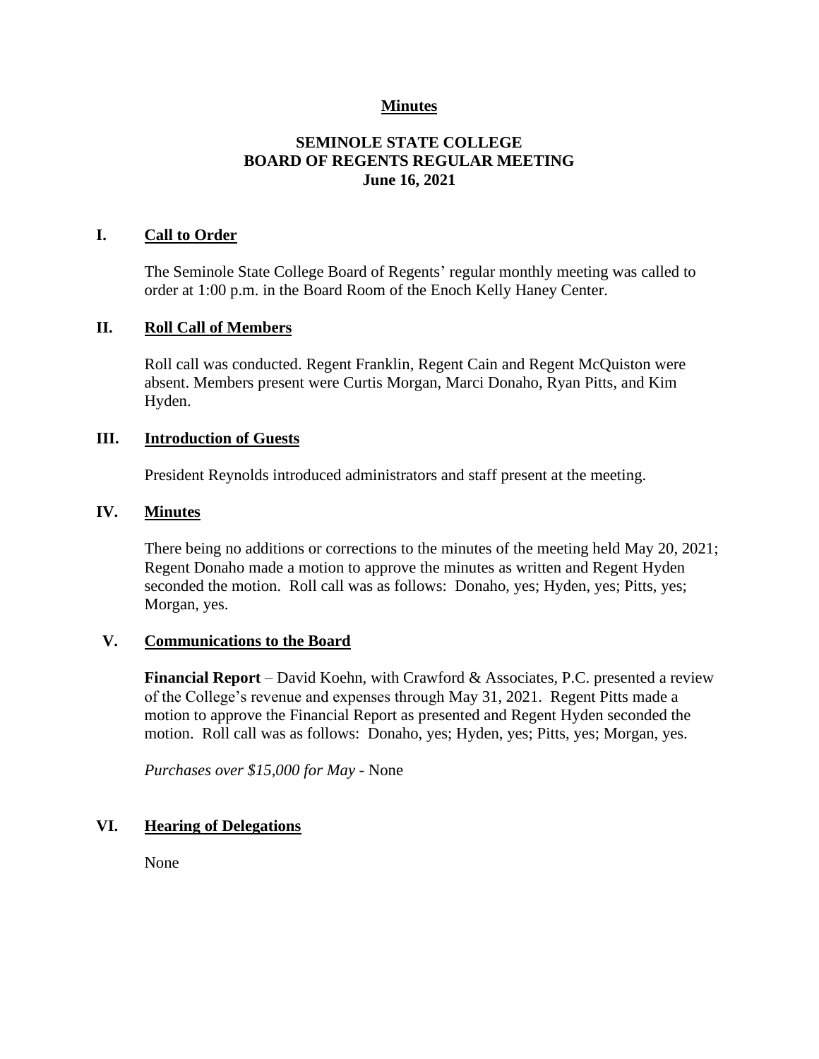**Minutes**

# SEMINOLE STATE COLLEGE
# BOARD OF REGENTS REGULAR MEETING
# June 16, 2021

## I. Call to Order

The Seminole State College Board of Regents' regular monthly meeting was called to order at 1:00 p.m. in the Board Room of the Enoch Kelly Haney Center.

## II. Roll Call of Members

Roll call was conducted. Regent Franklin, Regent Cain and Regent McQuiston were absent. Members present were Curtis Morgan, Marci Donaho, Ryan Pitts, and Kim Hyden.

## III. Introduction of Guests

President Reynolds introduced administrators and staff present at the meeting.

## IV. Minutes

There being no additions or corrections to the minutes of the meeting held May 20, 2021; Regent Donaho made a motion to approve the minutes as written and Regent Hyden seconded the motion. Roll call was as follows: Donaho, yes; Hyden, yes; Pitts, yes; Morgan, yes.

## V. Communications to the Board

**Financial Report** – David Koehn, with Crawford & Associates, P.C. presented a review of the College's revenue and expenses through May 31, 2021. Regent Pitts made a motion to approve the Financial Report as presented and Regent Hyden seconded the motion. Roll call was as follows: Donaho, yes; Hyden, yes; Pitts, yes; Morgan, yes.

*Purchases over $15,000 for May* - None

## VI. Hearing of Delegations

None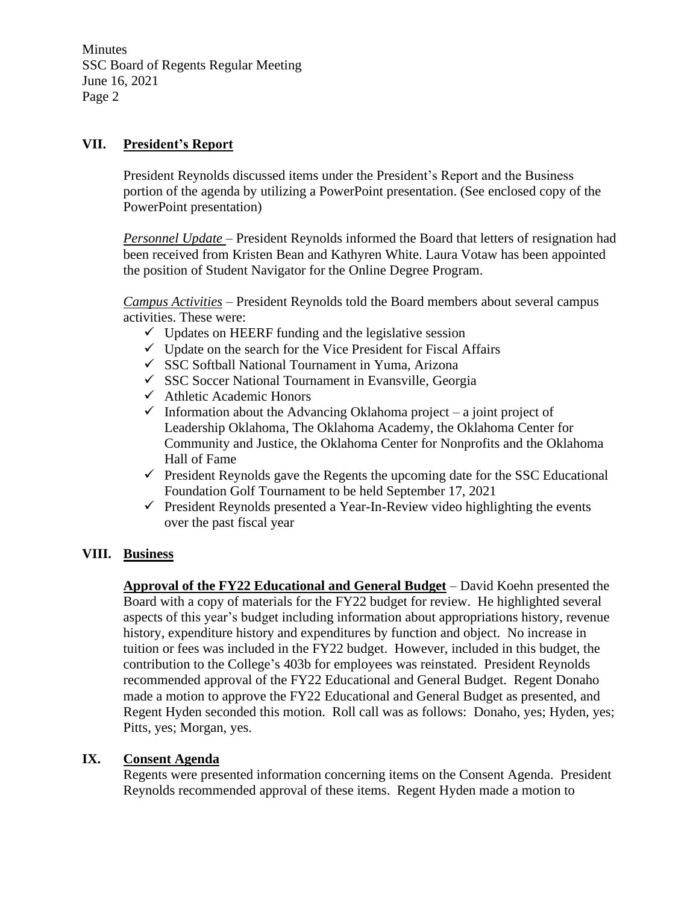## VII. **President's Report**

President Reynolds discussed items under the President's Report and the Business portion of the agenda by utilizing a PowerPoint presentation. (See enclosed copy of the PowerPoint presentation)

*Personnel Update* – President Reynolds informed the Board that letters of resignation had been received from Kristen Bean and Kathyren White. Laura Votaw has been appointed the position of Student Navigator for the Online Degree Program.

*Campus Activities* – President Reynolds told the Board members about several campus activities. These were:

- ✓ Updates on HEERF funding and the legislative session
- ✓ Update on the search for the Vice President for Fiscal Affairs
- ✓ SSC Softball National Tournament in Yuma, Arizona
- ✓ SSC Soccer National Tournament in Evansville, Georgia
- ✓ Athletic Academic Honors
- ✓ Information about the Advancing Oklahoma project – a joint project of Leadership Oklahoma, The Oklahoma Academy, the Oklahoma Center for Community and Justice, the Oklahoma Center for Nonprofits and the Oklahoma Hall of Fame
- ✓ President Reynolds gave the Regents the upcoming date for the SSC Educational Foundation Golf Tournament to be held September 17, 2021
- ✓ President Reynolds presented a Year-In-Review video highlighting the events over the past fiscal year

## VIII. **Business**

**Approval of the FY22 Educational and General Budget** – David Koehn presented the Board with a copy of materials for the FY22 budget for review. He highlighted several aspects of this year's budget including information about appropriations history, revenue history, expenditure history and expenditures by function and object. No increase in tuition or fees was included in the FY22 budget. However, included in this budget, the contribution to the College's 403b for employees was reinstated. President Reynolds recommended approval of the FY22 Educational and General Budget. Regent Donaho made a motion to approve the FY22 Educational and General Budget as presented, and Regent Hyden seconded this motion. Roll call was as follows: Donaho, yes; Hyden, yes; Pitts, yes; Morgan, yes.

## IX. **Consent Agenda**

Regents were presented information concerning items on the Consent Agenda. President Reynolds recommended approval of these items. Regent Hyden made a motion to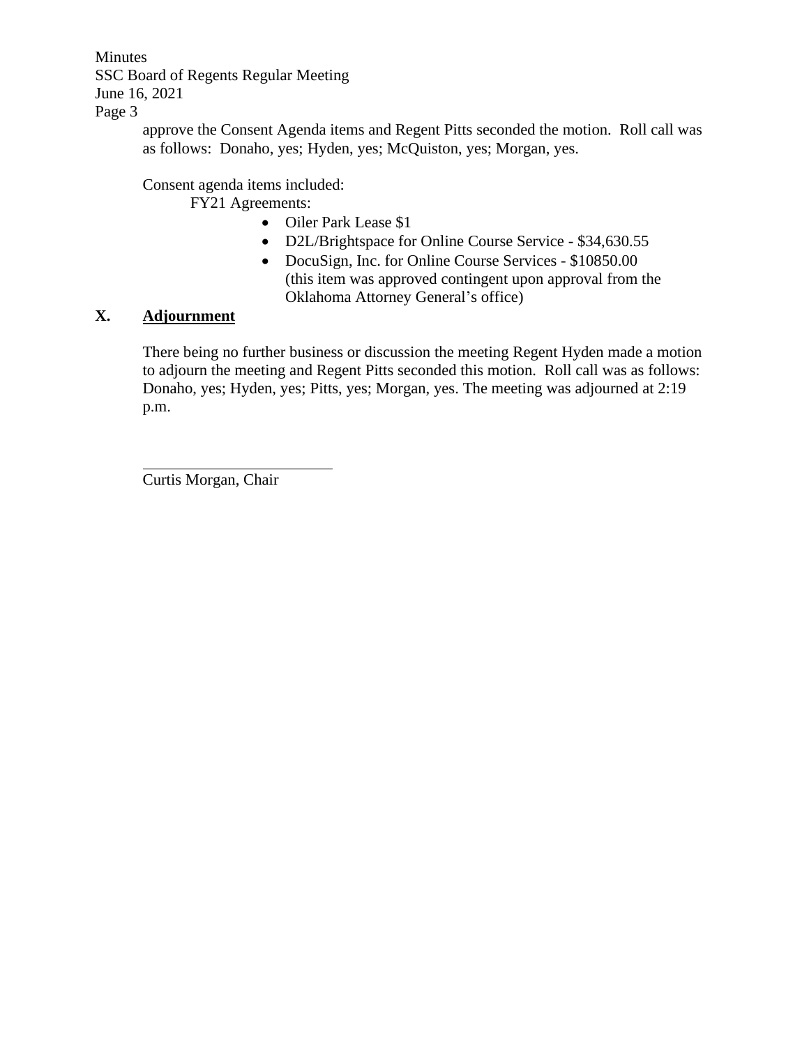approve the Consent Agenda items and Regent Pitts seconded the motion. Roll call was as follows: Donaho, yes; Hyden, yes; McQuiston, yes; Morgan, yes.

Consent agenda items included:

FY21 Agreements:

- Oiler Park Lease $1
- D2L/Brightspace for Online Course Service - $34,630.55
- DocuSign, Inc. for Online Course Services - $10850.00 (this item was approved contingent upon approval from the Oklahoma Attorney General's office)

## X. Adjournment

There being no further business or discussion the meeting Regent Hyden made a motion to adjourn the meeting and Regent Pitts seconded this motion. Roll call was as follows: Donaho, yes; Hyden, yes; Pitts, yes; Morgan, yes. The meeting was adjourned at 2:19 p.m.

\_\_\_\_\_\_\_\_\_\_\_\_\_\_\_\_\_\_\_\_\_\_\_\_\_

Curtis Morgan, Chair